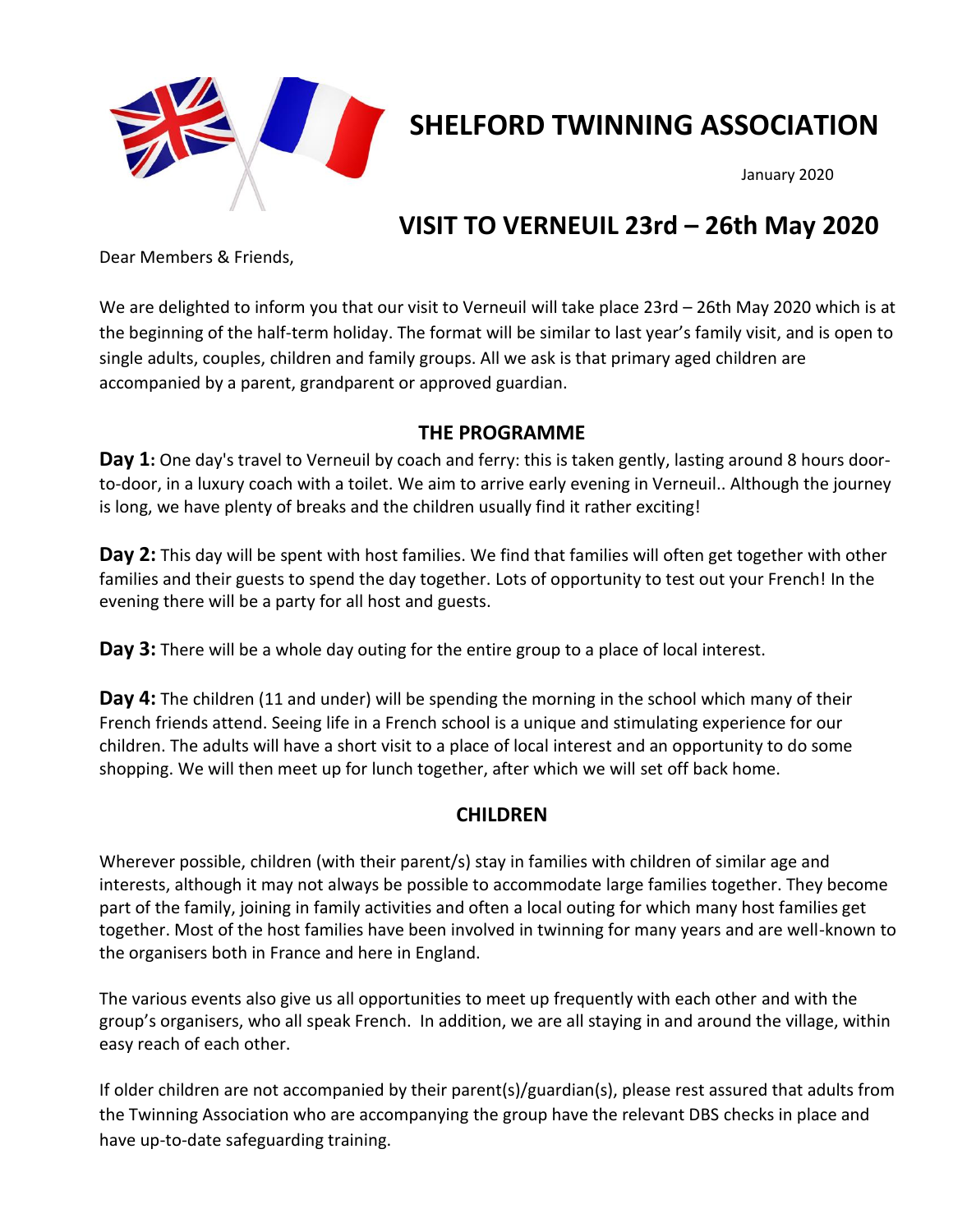# SHELFORD TWINNING ASSOCIATION

January 2020

## VISIT TO VERNEUIL 23rd – 26th May 2020

Dear Members & Friends,

We are delighted to inform you that our visit to Verneuil will take place 23rd – 26th May 2020 which is at the beginning of the half-term holiday. The format will be similar to last year's family visit, and is open to single adults, couples, children and family groups. All we ask is that primary aged children are accompanied by a parent, grandparent or approved guardian.

### THE PROGRAMME

**Day 1:** One day's travel to Verneuil by coach and ferry: this is taken gently, lasting around 8 hours door-to-door, in a luxury coach with a toilet. We aim to arrive early evening in Verneuil.. Although the journey is long, we have plenty of breaks and the children usually find it rather exciting!

**Day 2:** This day will be spent with host families. We find that families will often get together with other families and their guests to spend the day together. Lots of opportunity to test out your French! In the evening there will be a party for all host and guests.

**Day 3:** There will be a whole day outing for the entire group to a place of local interest.

**Day 4:** The children (11 and under) will be spending the morning in the school which many of their French friends attend. Seeing life in a French school is a unique and stimulating experience for our children. The adults will have a short visit to a place of local interest and an opportunity to do some shopping. We will then meet up for lunch together, after which we will set off back home.

### CHILDREN

Wherever possible, children (with their parent/s) stay in families with children of similar age and interests, although it may not always be possible to accommodate large families together. They become part of the family, joining in family activities and often a local outing for which many host families get together. Most of the host families have been involved in twinning for many years and are well-known to the organisers both in France and here in England.

The various events also give us all opportunities to meet up frequently with each other and with the group's organisers, who all speak French. In addition, we are all staying in and around the village, within easy reach of each other.

If older children are not accompanied by their parent(s)/guardian(s), please rest assured that adults from the Twinning Association who are accompanying the group have the relevant DBS checks in place and have up-to-date safeguarding training.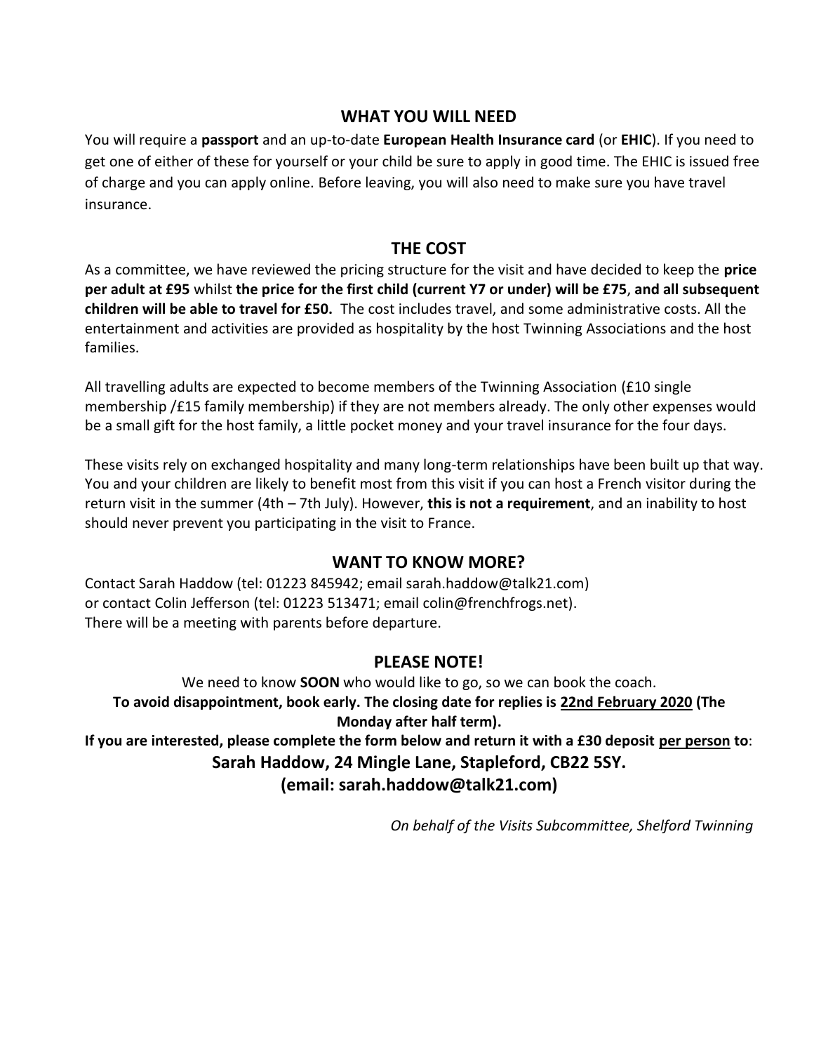## WHAT YOU WILL NEED

You will require a **passport** and an up-to-date **European Health Insurance card** (or **EHIC**). If you need to get one of either of these for yourself or your child be sure to apply in good time. The EHIC is issued free of charge and you can apply online. Before leaving, you will also need to make sure you have travel insurance.

## THE COST

As a committee, we have reviewed the pricing structure for the visit and have decided to keep the **price per adult at £95** whilst **the price for the first child (current Y7 or under) will be £75**, **and all subsequent children will be able to travel for £50.** The cost includes travel, and some administrative costs. All the entertainment and activities are provided as hospitality by the host Twinning Associations and the host families.

All travelling adults are expected to become members of the Twinning Association (£10 single membership /£15 family membership) if they are not members already. The only other expenses would be a small gift for the host family, a little pocket money and your travel insurance for the four days.

These visits rely on exchanged hospitality and many long-term relationships have been built up that way. You and your children are likely to benefit most from this visit if you can host a French visitor during the return visit in the summer (4th – 7th July). However, **this is not a requirement**, and an inability to host should never prevent you participating in the visit to France.

## WANT TO KNOW MORE?

Contact Sarah Haddow (tel: 01223 845942; email sarah.haddow@talk21.com)
or contact Colin Jefferson (tel: 01223 513471; email colin@frenchfrogs.net).
There will be a meeting with parents before departure.

## PLEASE NOTE!

We need to know **SOON** who would like to go, so we can book the coach.

**To avoid disappointment, book early. The closing date for replies is <u>22nd February 2020</u> (The Monday after half term).**

**If you are interested, please complete the form below and return it with a £30 deposit <u>per person</u> to**:

**Sarah Haddow, 24 Mingle Lane, Stapleford, CB22 5SY.**
**(email: sarah.haddow@talk21.com)**

*On behalf of the Visits Subcommittee, Shelford Twinning*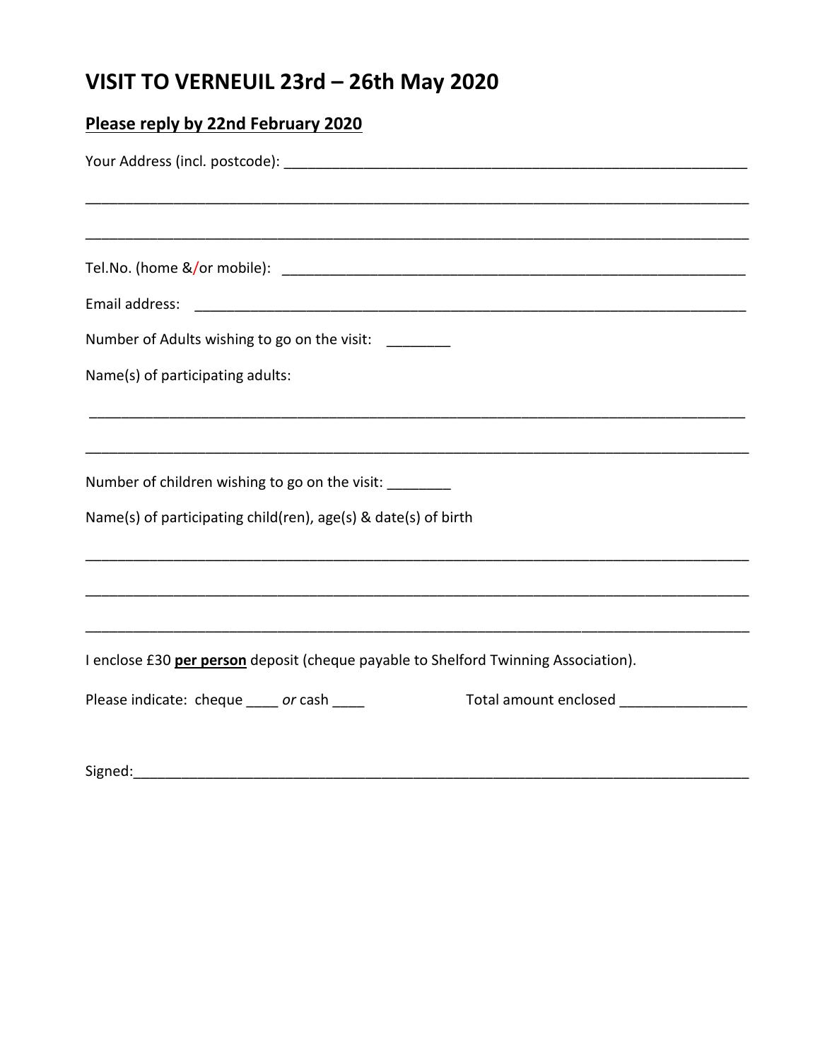# VISIT TO VERNEUIL 23rd – 26th May 2020

## Please reply by 22nd February 2020

Your Address (incl. postcode): ____________________________________________________________

_____________________________________________________________________________________

_____________________________________________________________________________________

Tel.No. (home &/or mobile): ____________________________________________________________

Email address: _______________________________________________________________________

Number of Adults wishing to go on the visit: ________

Name(s) of participating adults:

_____________________________________________________________________________________

_____________________________________________________________________________________

Number of children wishing to go on the visit: ________

Name(s) of participating child(ren), age(s) & date(s) of birth

_____________________________________________________________________________________

_____________________________________________________________________________________

_____________________________________________________________________________________

I enclose £30 **per person** deposit (cheque payable to Shelford Twinning Association).

Please indicate: cheque ____ *or* cash ____ Total amount enclosed ________________

Signed:_______________________________________________________________________________